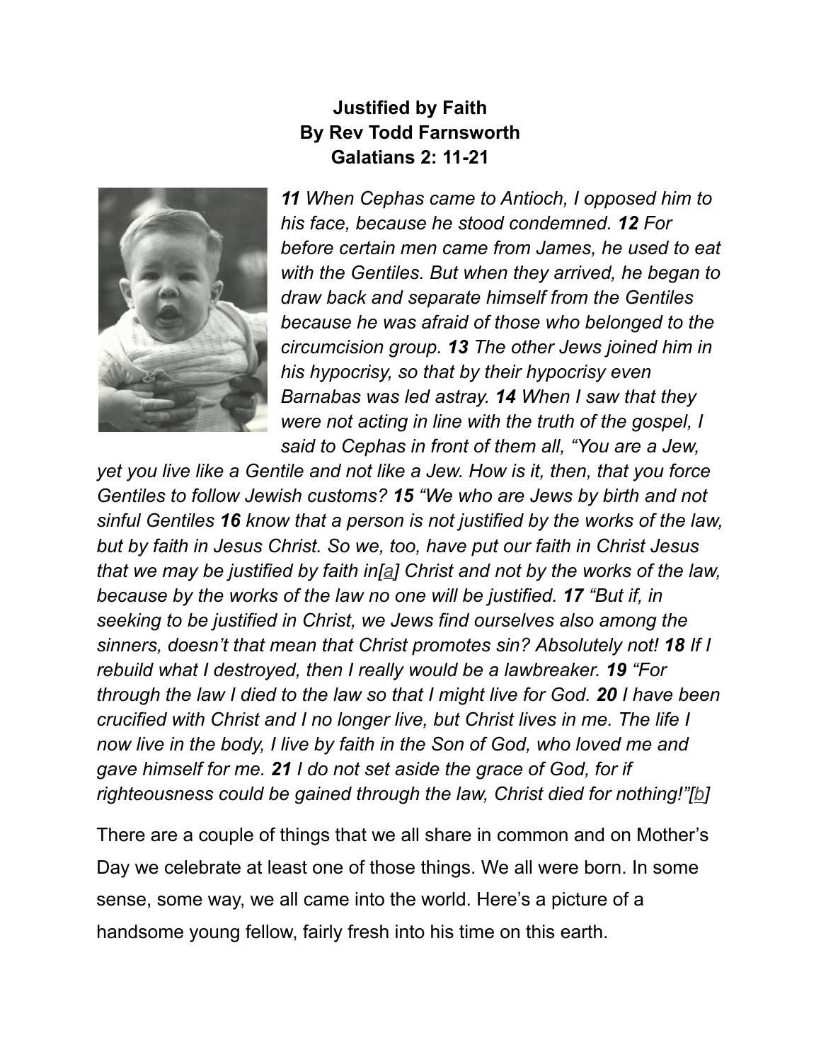**Justified by Faith**
**By Rev Todd Farnsworth**
**Galatians 2: 11-21**

***11*** *When Cephas came to Antioch, I opposed him to his face, because he stood condemned.* ***12*** *For before certain men came from James, he used to eat with the Gentiles. But when they arrived, he began to draw back and separate himself from the Gentiles because he was afraid of those who belonged to the circumcision group.* ***13*** *The other Jews joined him in his hypocrisy, so that by their hypocrisy even Barnabas was led astray.* ***14*** *When I saw that they were not acting in line with the truth of the gospel, I said to Cephas in front of them all, "You are a Jew, yet you live like a Gentile and not like a Jew. How is it, then, that you force Gentiles to follow Jewish customs?* ***15*** *"We who are Jews by birth and not sinful Gentiles* ***16*** *know that a person is not justified by the works of the law, but by faith in Jesus Christ. So we, too, have put our faith in Christ Jesus that we may be justified by faith in[a] Christ and not by the works of the law, because by the works of the law no one will be justified.* ***17*** *"But if, in seeking to be justified in Christ, we Jews find ourselves also among the sinners, doesn't that mean that Christ promotes sin? Absolutely not!* ***18*** *If I rebuild what I destroyed, then I really would be a lawbreaker.* ***19*** *"For through the law I died to the law so that I might live for God.* ***20*** *I have been crucified with Christ and I no longer live, but Christ lives in me. The life I now live in the body, I live by faith in the Son of God, who loved me and gave himself for me.* ***21*** *I do not set aside the grace of God, for if righteousness could be gained through the law, Christ died for nothing!"[b]*

There are a couple of things that we all share in common and on Mother's Day we celebrate at least one of those things. We all were born. In some sense, some way, we all came into the world. Here's a picture of a handsome young fellow, fairly fresh into his time on this earth.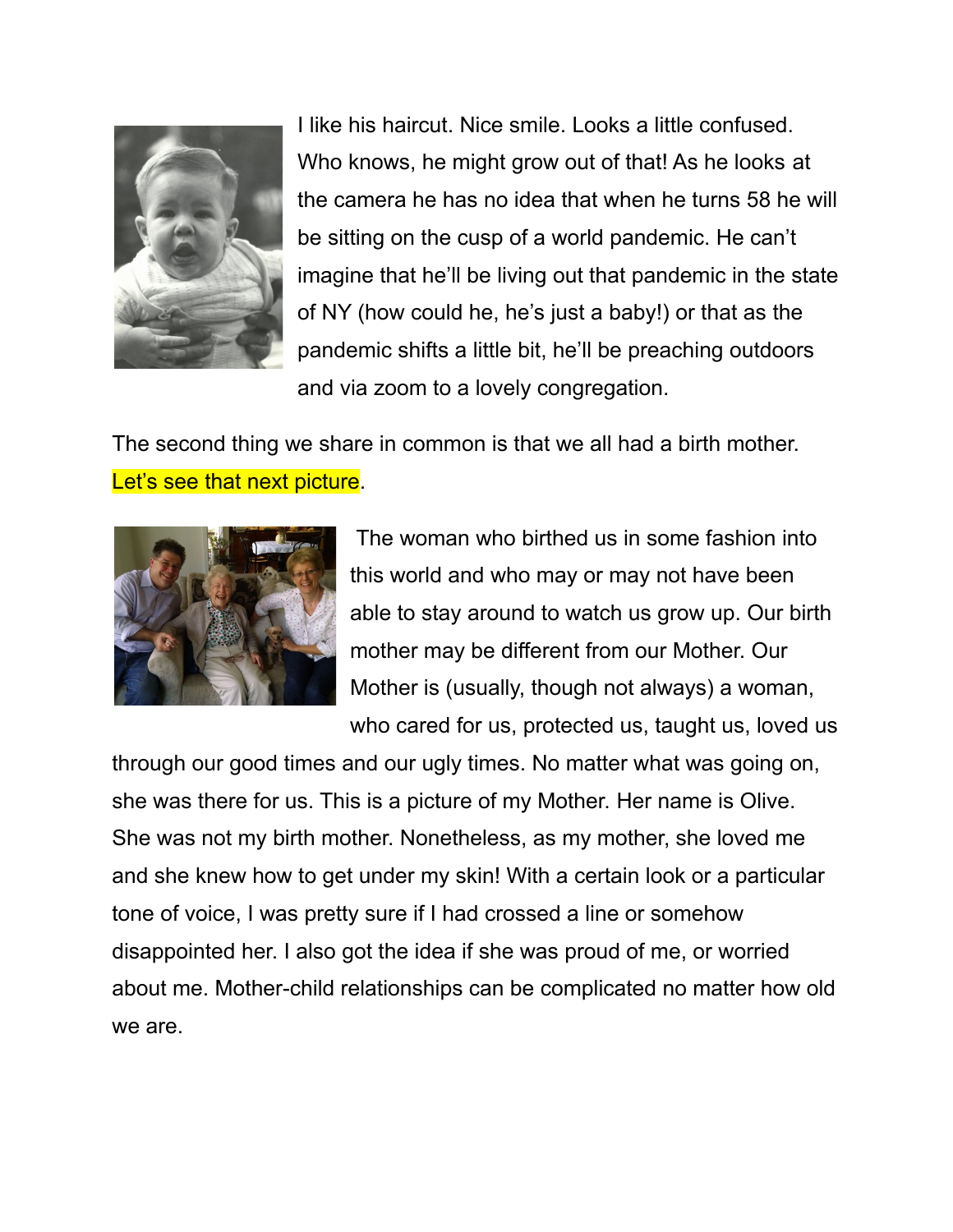I like his haircut. Nice smile. Looks a little confused. Who knows, he might grow out of that! As he looks at the camera he has no idea that when he turns 58 he will be sitting on the cusp of a world pandemic. He can't imagine that he'll be living out that pandemic in the state of NY (how could he, he's just a baby!) or that as the pandemic shifts a little bit, he'll be preaching outdoors and via zoom to a lovely congregation.

The second thing we share in common is that we all had a birth mother. Let's see that next picture.

The woman who birthed us in some fashion into this world and who may or may not have been able to stay around to watch us grow up. Our birth mother may be different from our Mother. Our Mother is (usually, though not always) a woman, who cared for us, protected us, taught us, loved us through our good times and our ugly times. No matter what was going on, she was there for us. This is a picture of my Mother. Her name is Olive. She was not my birth mother. Nonetheless, as my mother, she loved me and she knew how to get under my skin! With a certain look or a particular tone of voice, I was pretty sure if I had crossed a line or somehow disappointed her. I also got the idea if she was proud of me, or worried about me. Mother-child relationships can be complicated no matter how old we are.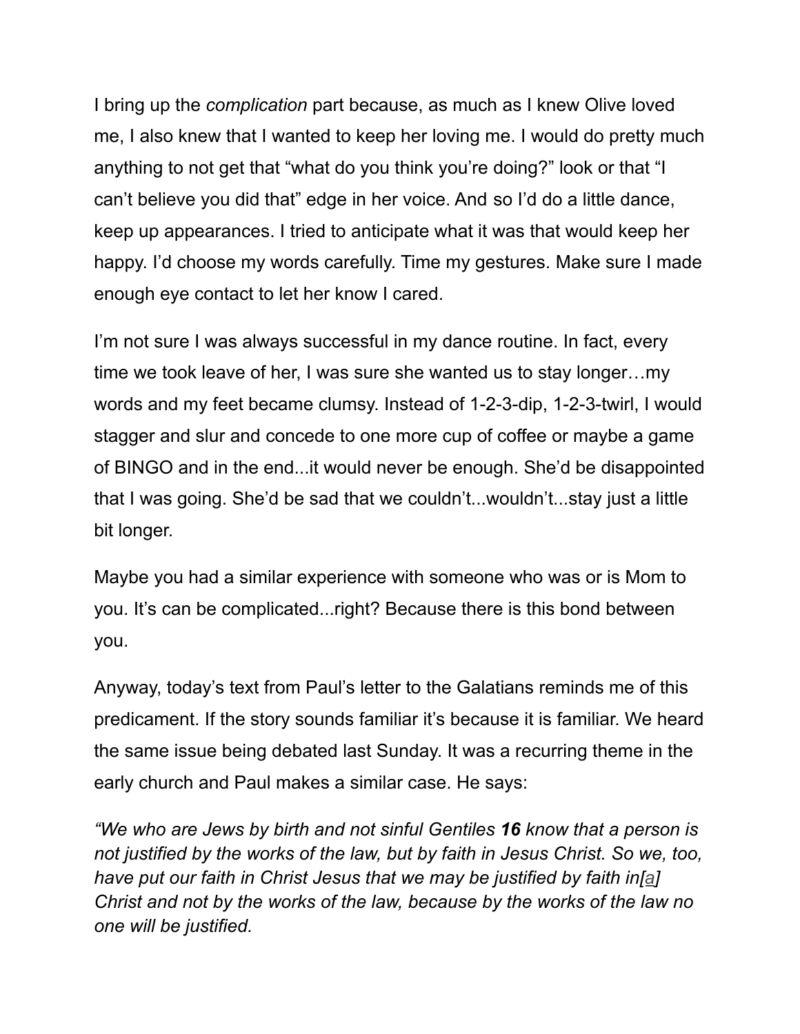I bring up the *complication* part because, as much as I knew Olive loved me, I also knew that I wanted to keep her loving me. I would do pretty much anything to not get that "what do you think you're doing?" look or that "I can't believe you did that" edge in her voice. And so I'd do a little dance, keep up appearances. I tried to anticipate what it was that would keep her happy. I'd choose my words carefully. Time my gestures. Make sure I made enough eye contact to let her know I cared.

I'm not sure I was always successful in my dance routine. In fact, every time we took leave of her, I was sure she wanted us to stay longer…my words and my feet became clumsy. Instead of 1-2-3-dip, 1-2-3-twirl, I would stagger and slur and concede to one more cup of coffee or maybe a game of BINGO and in the end...it would never be enough. She'd be disappointed that I was going. She'd be sad that we couldn't...wouldn't...stay just a little bit longer.

Maybe you had a similar experience with someone who was or is Mom to you. It's can be complicated...right? Because there is this bond between you.

Anyway, today's text from Paul's letter to the Galatians reminds me of this predicament. If the story sounds familiar it's because it is familiar. We heard the same issue being debated last Sunday. It was a recurring theme in the early church and Paul makes a similar case. He says:

*"We who are Jews by birth and not sinful Gentiles* ***16*** *know that a person is not justified by the works of the law, but by faith in Jesus Christ. So we, too, have put our faith in Christ Jesus that we may be justified by faith in[a] Christ and not by the works of the law, because by the works of the law no one will be justified.*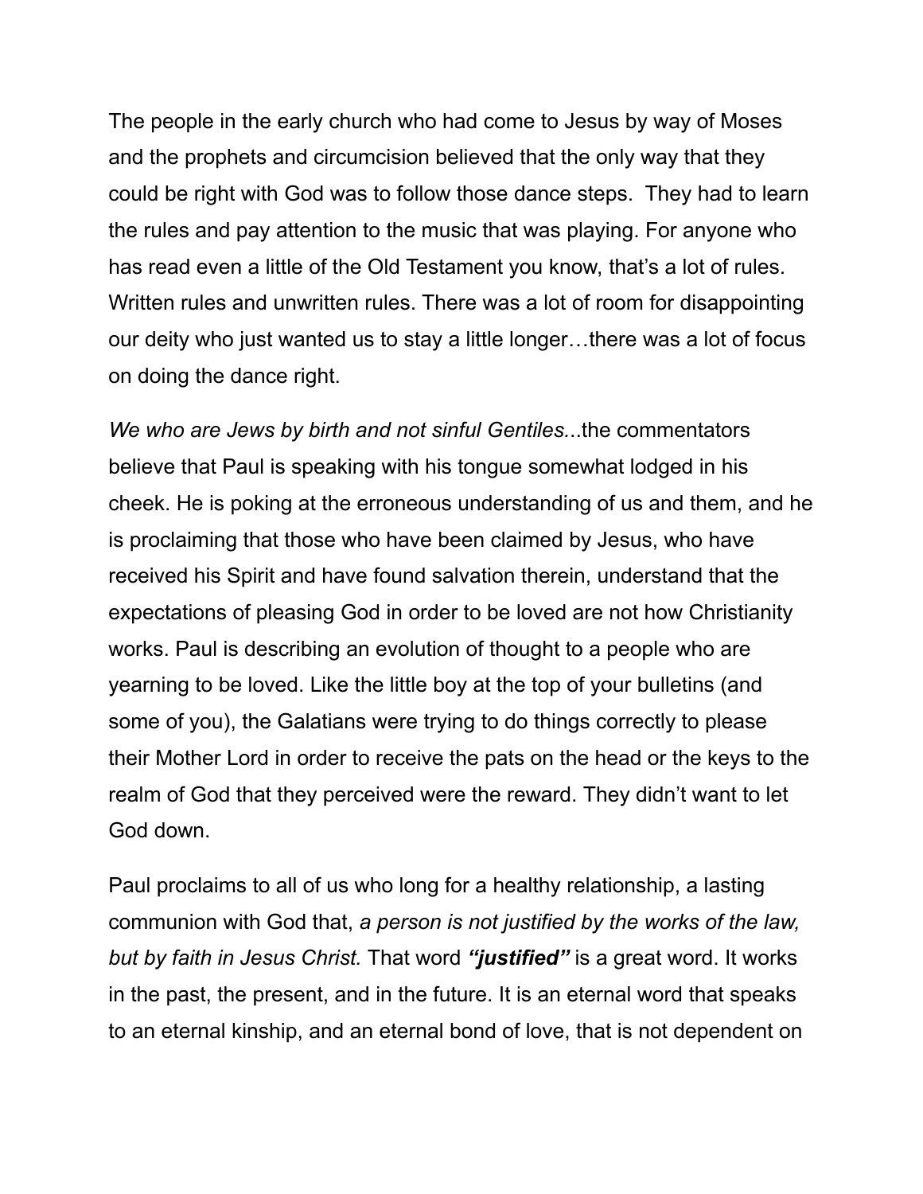The people in the early church who had come to Jesus by way of Moses and the prophets and circumcision believed that the only way that they could be right with God was to follow those dance steps.  They had to learn the rules and pay attention to the music that was playing. For anyone who has read even a little of the Old Testament you know, that's a lot of rules. Written rules and unwritten rules. There was a lot of room for disappointing our deity who just wanted us to stay a little longer…there was a lot of focus on doing the dance right.

*We who are Jews by birth and not sinful Gentiles.*..the commentators believe that Paul is speaking with his tongue somewhat lodged in his cheek. He is poking at the erroneous understanding of us and them, and he is proclaiming that those who have been claimed by Jesus, who have received his Spirit and have found salvation therein, understand that the expectations of pleasing God in order to be loved are not how Christianity works. Paul is describing an evolution of thought to a people who are yearning to be loved. Like the little boy at the top of your bulletins (and some of you), the Galatians were trying to do things correctly to please their Mother Lord in order to receive the pats on the head or the keys to the realm of God that they perceived were the reward. They didn't want to let God down.

Paul proclaims to all of us who long for a healthy relationship, a lasting communion with God that, *a person is not justified by the works of the law, but by faith in Jesus Christ.* That word ***"justified"*** is a great word. It works in the past, the present, and in the future. It is an eternal word that speaks to an eternal kinship, and an eternal bond of love, that is not dependent on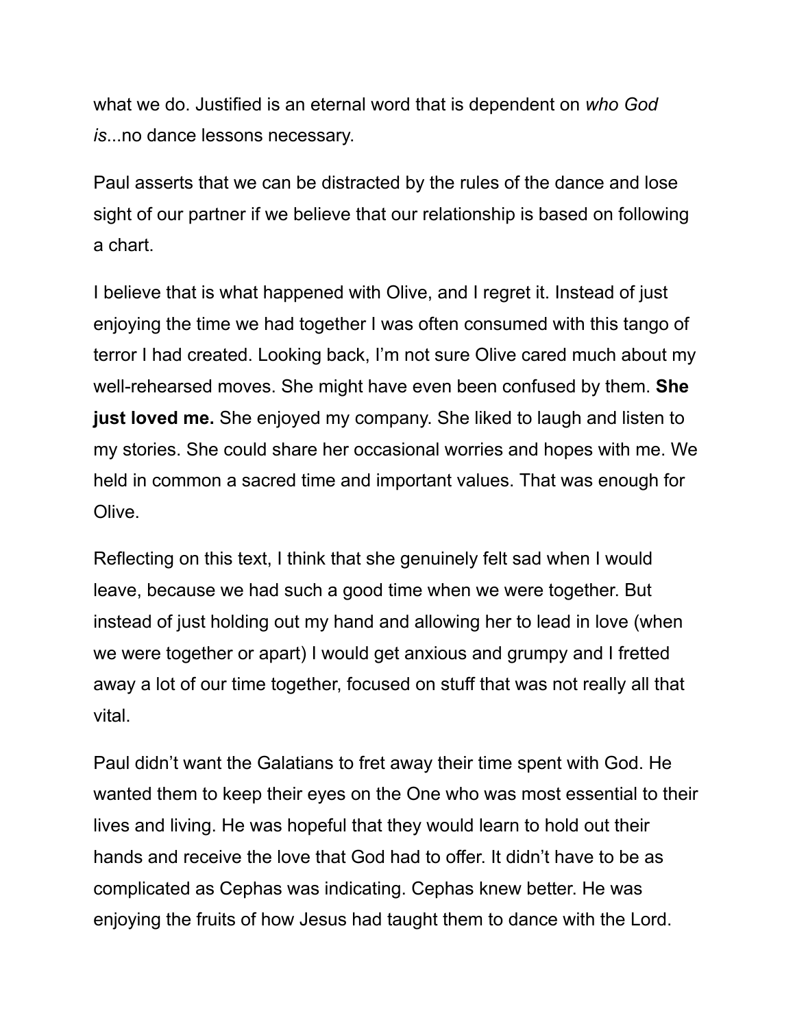what we do. Justified is an eternal word that is dependent on *who God is*...no dance lessons necessary.

Paul asserts that we can be distracted by the rules of the dance and lose sight of our partner if we believe that our relationship is based on following a chart.

I believe that is what happened with Olive, and I regret it. Instead of just enjoying the time we had together I was often consumed with this tango of terror I had created. Looking back, I'm not sure Olive cared much about my well-rehearsed moves. She might have even been confused by them. **She just loved me.** She enjoyed my company. She liked to laugh and listen to my stories. She could share her occasional worries and hopes with me. We held in common a sacred time and important values. That was enough for Olive.

Reflecting on this text, I think that she genuinely felt sad when I would leave, because we had such a good time when we were together. But instead of just holding out my hand and allowing her to lead in love (when we were together or apart) I would get anxious and grumpy and I fretted away a lot of our time together, focused on stuff that was not really all that vital.

Paul didn't want the Galatians to fret away their time spent with God. He wanted them to keep their eyes on the One who was most essential to their lives and living. He was hopeful that they would learn to hold out their hands and receive the love that God had to offer. It didn't have to be as complicated as Cephas was indicating. Cephas knew better. He was enjoying the fruits of how Jesus had taught them to dance with the Lord.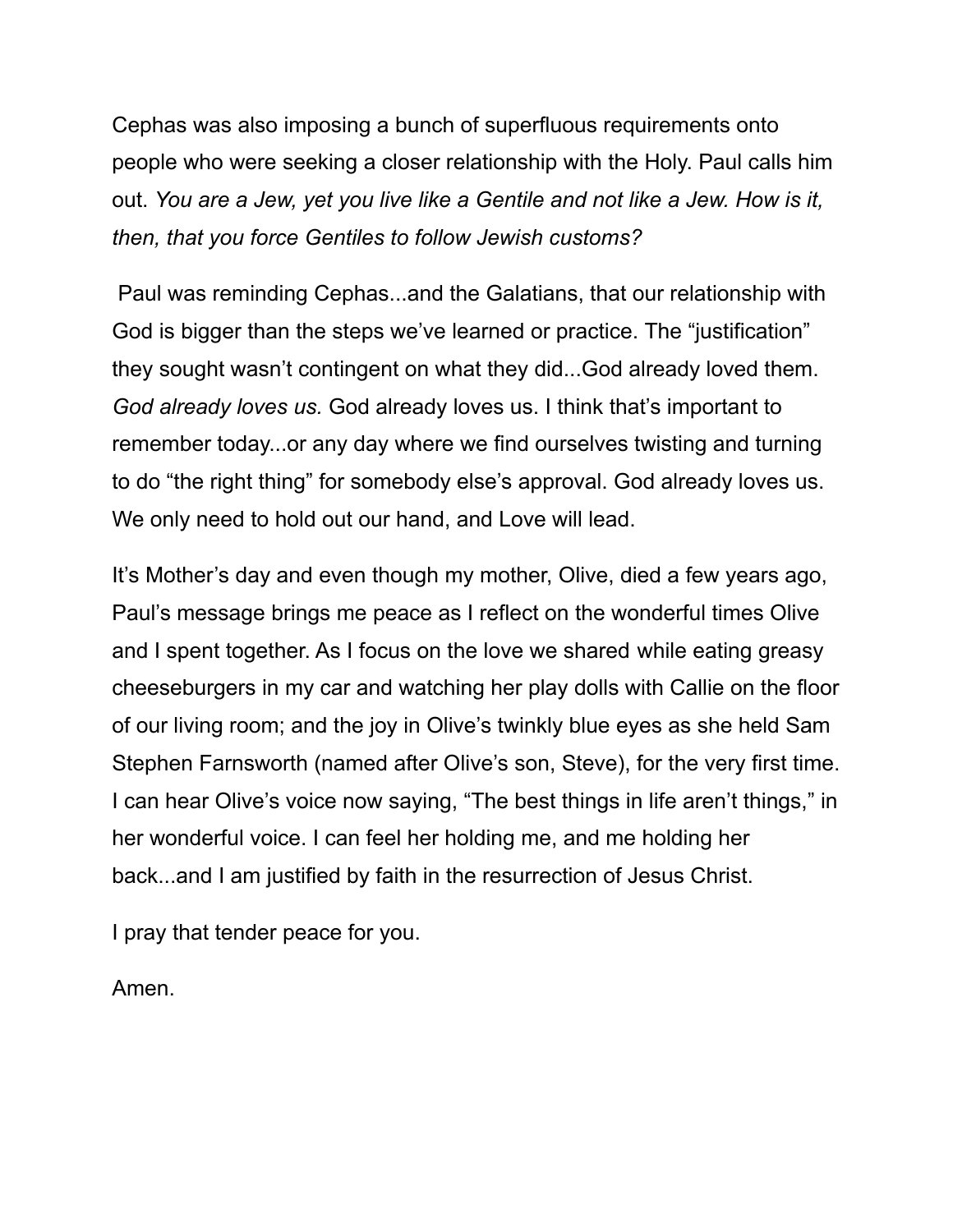Cephas was also imposing a bunch of superfluous requirements onto people who were seeking a closer relationship with the Holy. Paul calls him out. *You are a Jew, yet you live like a Gentile and not like a Jew. How is it, then, that you force Gentiles to follow Jewish customs?*

Paul was reminding Cephas...and the Galatians, that our relationship with God is bigger than the steps we've learned or practice. The "justification" they sought wasn't contingent on what they did...God already loved them. *God already loves us.* God already loves us. I think that's important to remember today...or any day where we find ourselves twisting and turning to do "the right thing" for somebody else's approval. God already loves us. We only need to hold out our hand, and Love will lead.

It's Mother's day and even though my mother, Olive, died a few years ago, Paul's message brings me peace as I reflect on the wonderful times Olive and I spent together. As I focus on the love we shared while eating greasy cheeseburgers in my car and watching her play dolls with Callie on the floor of our living room; and the joy in Olive's twinkly blue eyes as she held Sam Stephen Farnsworth (named after Olive's son, Steve), for the very first time. I can hear Olive's voice now saying, "The best things in life aren't things," in her wonderful voice. I can feel her holding me, and me holding her back...and I am justified by faith in the resurrection of Jesus Christ.

I pray that tender peace for you.

Amen.